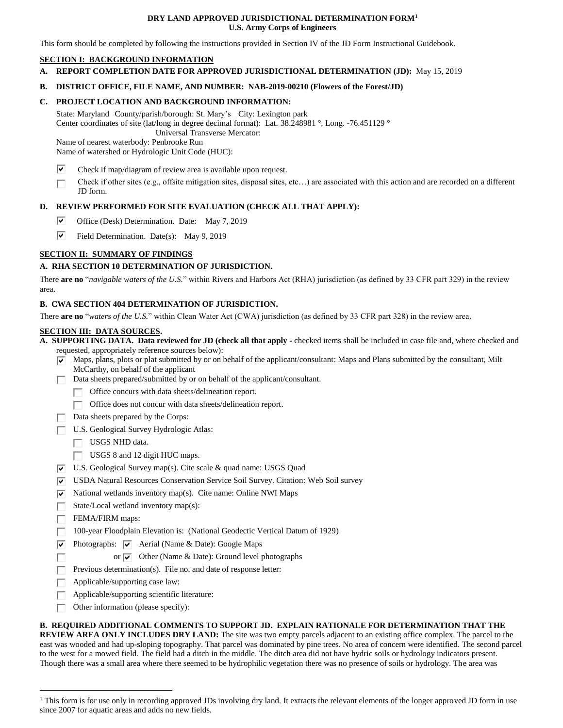# DRY LAND APPROVED JURISDICTIONAL DETERMINATION FORM[1]
## U.S. Army Corps of Engineers

This form should be completed by following the instructions provided in Section IV of the JD Form Instructional Guidebook.

## SECTION I: BACKGROUND INFORMATION

**A. REPORT COMPLETION DATE FOR APPROVED JURISDICTIONAL DETERMINATION (JD):** May 15, 2019

**B. DISTRICT OFFICE, FILE NAME, AND NUMBER: NAB-2019-00210 (Flowers of the Forest/JD)**

**C. PROJECT LOCATION AND BACKGROUND INFORMATION:**

State: Maryland County/parish/borough: St. Mary's City: Lexington park
Center coordinates of site (lat/long in degree decimal format): Lat. 38.248981 °, Long. -76.451129 °
Universal Transverse Mercator:
Name of nearest waterbody: Penbrooke Run
Name of watershed or Hydrologic Unit Code (HUC):

- [x] Check if map/diagram of review area is available upon request.
- [ ] Check if other sites (e.g., offsite mitigation sites, disposal sites, etc…) are associated with this action and are recorded on a different JD form.

**D. REVIEW PERFORMED FOR SITE EVALUATION (CHECK ALL THAT APPLY):**

- [x] Office (Desk) Determination. Date: May 7, 2019
- [x] Field Determination. Date(s): May 9, 2019

## SECTION II: SUMMARY OF FINDINGS

**A. RHA SECTION 10 DETERMINATION OF JURISDICTION.**

There **are no** "*navigable waters of the U.S.*" within Rivers and Harbors Act (RHA) jurisdiction (as defined by 33 CFR part 329) in the review area.

**B. CWA SECTION 404 DETERMINATION OF JURISDICTION.**

There **are no** "*waters of the U.S.*" within Clean Water Act (CWA) jurisdiction (as defined by 33 CFR part 328) in the review area.

## SECTION III: DATA SOURCES.

**A. SUPPORTING DATA. Data reviewed for JD (check all that apply -** checked items shall be included in case file and, where checked and requested, appropriately reference sources below):

- [x] Maps, plans, plots or plat submitted by or on behalf of the applicant/consultant: Maps and Plans submitted by the consultant, Milt McCarthy, on behalf of the applicant
- [ ] Data sheets prepared/submitted by or on behalf of the applicant/consultant.
  - [ ] Office concurs with data sheets/delineation report.
  - [ ] Office does not concur with data sheets/delineation report.
- [ ] Data sheets prepared by the Corps:
- [ ] U.S. Geological Survey Hydrologic Atlas:
  - [ ] USGS NHD data.
  - [ ] USGS 8 and 12 digit HUC maps.
- [x] U.S. Geological Survey map(s). Cite scale & quad name: USGS Quad
- [x] USDA Natural Resources Conservation Service Soil Survey. Citation: Web Soil survey
- [x] National wetlands inventory map(s). Cite name: Online NWI Maps
- [ ] State/Local wetland inventory map(s):
- [ ] FEMA/FIRM maps:
- [ ] 100-year Floodplain Elevation is: (National Geodectic Vertical Datum of 1929)
- [x] Photographs: [x] Aerial (Name & Date): Google Maps
- [ ] or [x] Other (Name & Date): Ground level photographs
- [ ] Previous determination(s). File no. and date of response letter:
- [ ] Applicable/supporting case law:
- [ ] Applicable/supporting scientific literature:
- [ ] Other information (please specify):

**B. REQUIRED ADDITIONAL COMMENTS TO SUPPORT JD. EXPLAIN RATIONALE FOR DETERMINATION THAT THE REVIEW AREA ONLY INCLUDES DRY LAND:** The site was two empty parcels adjacent to an existing office complex. The parcel to the east was wooded and had up-sloping topography. That parcel was dominated by pine trees. No area of concern were identified. The second parcel to the west for a mowed field. The field had a ditch in the middle. The ditch area did not have hydric soils or hydrology indicators present. Though there was a small area where there seemed to be hydrophilic vegetation there was no presence of soils or hydrology. The area was

[1] This form is for use only in recording approved JDs involving dry land. It extracts the relevant elements of the longer approved JD form in use since 2007 for aquatic areas and adds no new fields.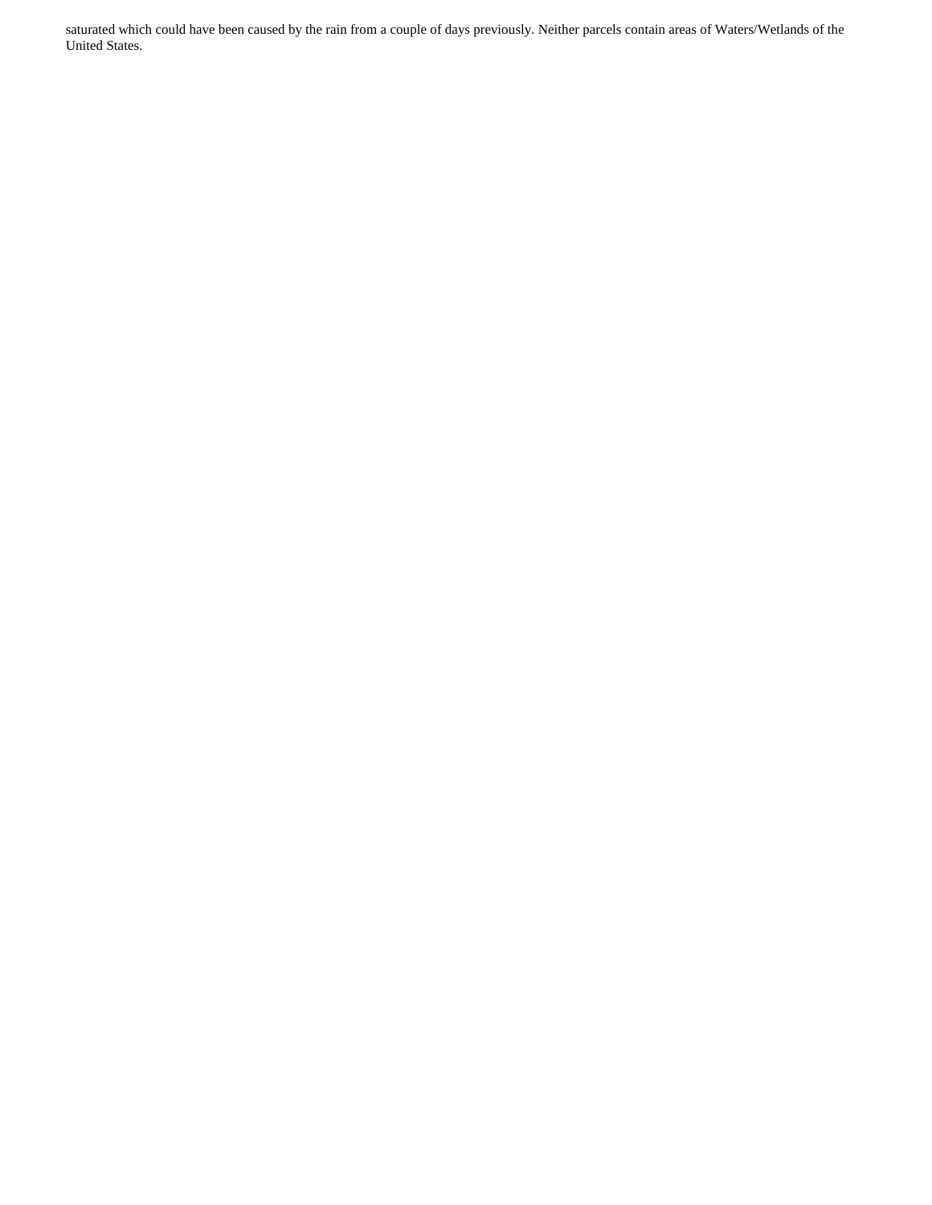saturated which could have been caused by the rain from a couple of days previously. Neither parcels contain areas of Waters/Wetlands of the United States.